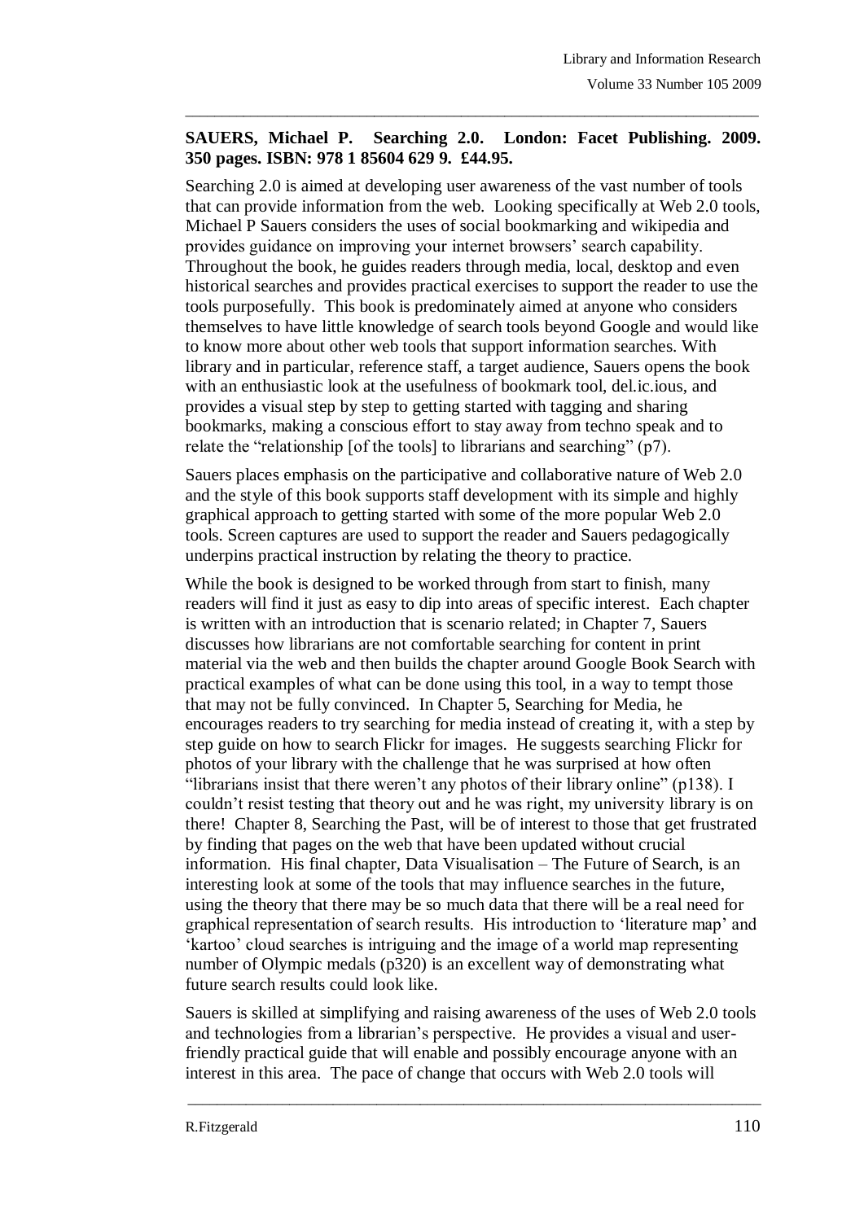**SAUERS, Michael P. Searching 2.0. London: Facet Publishing. 2009. 350 pages. ISBN: 978 1 85604 629 9. £44.95.**

Searching 2.0 is aimed at developing user awareness of the vast number of tools that can provide information from the web. Looking specifically at Web 2.0 tools, Michael P Sauers considers the uses of social bookmarking and wikipedia and provides guidance on improving your internet browsers' search capability. Throughout the book, he guides readers through media, local, desktop and even historical searches and provides practical exercises to support the reader to use the tools purposefully. This book is predominately aimed at anyone who considers themselves to have little knowledge of search tools beyond Google and would like to know more about other web tools that support information searches. With library and in particular, reference staff, a target audience, Sauers opens the book with an enthusiastic look at the usefulness of bookmark tool, del.ic.ious, and provides a visual step by step to getting started with tagging and sharing bookmarks, making a conscious effort to stay away from techno speak and to relate the "relationship [of the tools] to librarians and searching" (p7).

Sauers places emphasis on the participative and collaborative nature of Web 2.0 and the style of this book supports staff development with its simple and highly graphical approach to getting started with some of the more popular Web 2.0 tools. Screen captures are used to support the reader and Sauers pedagogically underpins practical instruction by relating the theory to practice.

While the book is designed to be worked through from start to finish, many readers will find it just as easy to dip into areas of specific interest. Each chapter is written with an introduction that is scenario related; in Chapter 7, Sauers discusses how librarians are not comfortable searching for content in print material via the web and then builds the chapter around Google Book Search with practical examples of what can be done using this tool, in a way to tempt those that may not be fully convinced. In Chapter 5, Searching for Media, he encourages readers to try searching for media instead of creating it, with a step by step guide on how to search Flickr for images. He suggests searching Flickr for photos of your library with the challenge that he was surprised at how often "librarians insist that there weren't any photos of their library online" (p138). I couldn't resist testing that theory out and he was right, my university library is on there! Chapter 8, Searching the Past, will be of interest to those that get frustrated by finding that pages on the web that have been updated without crucial information. His final chapter, Data Visualisation – The Future of Search, is an interesting look at some of the tools that may influence searches in the future, using the theory that there may be so much data that there will be a real need for graphical representation of search results. His introduction to 'literature map' and 'kartoo' cloud searches is intriguing and the image of a world map representing number of Olympic medals (p320) is an excellent way of demonstrating what future search results could look like.

Sauers is skilled at simplifying and raising awareness of the uses of Web 2.0 tools and technologies from a librarian's perspective. He provides a visual and user-friendly practical guide that will enable and possibly encourage anyone with an interest in this area. The pace of change that occurs with Web 2.0 tools will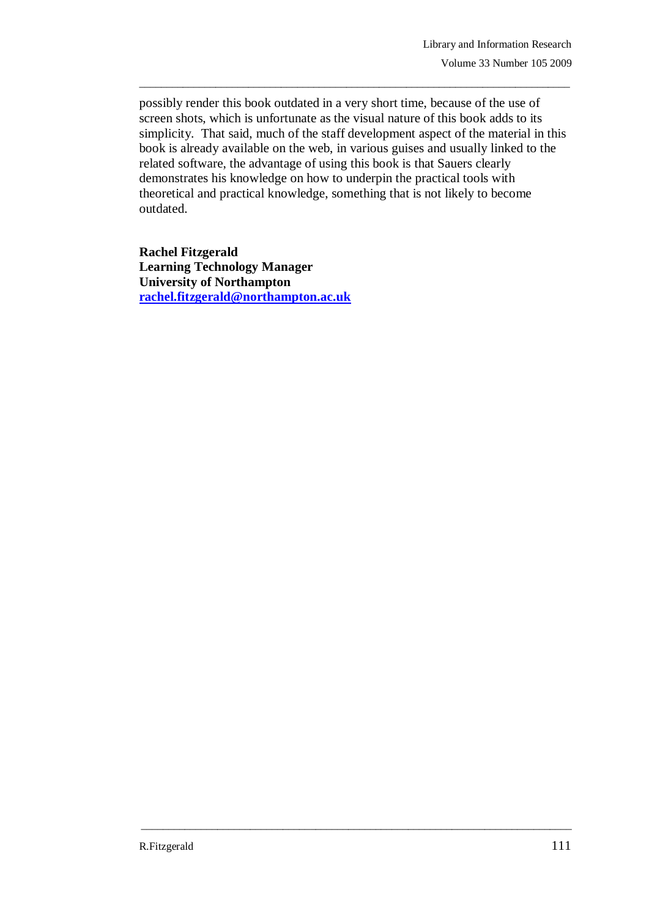possibly render this book outdated in a very short time, because of the use of screen shots, which is unfortunate as the visual nature of this book adds to its simplicity. That said, much of the staff development aspect of the material in this book is already available on the web, in various guises and usually linked to the related software, the advantage of using this book is that Sauers clearly demonstrates his knowledge on how to underpin the practical tools with theoretical and practical knowledge, something that is not likely to become outdated.

**Rachel Fitzgerald**  
**Learning Technology Manager**  
**University of Northampton**  
**rachel.fitzgerald@northampton.ac.uk**